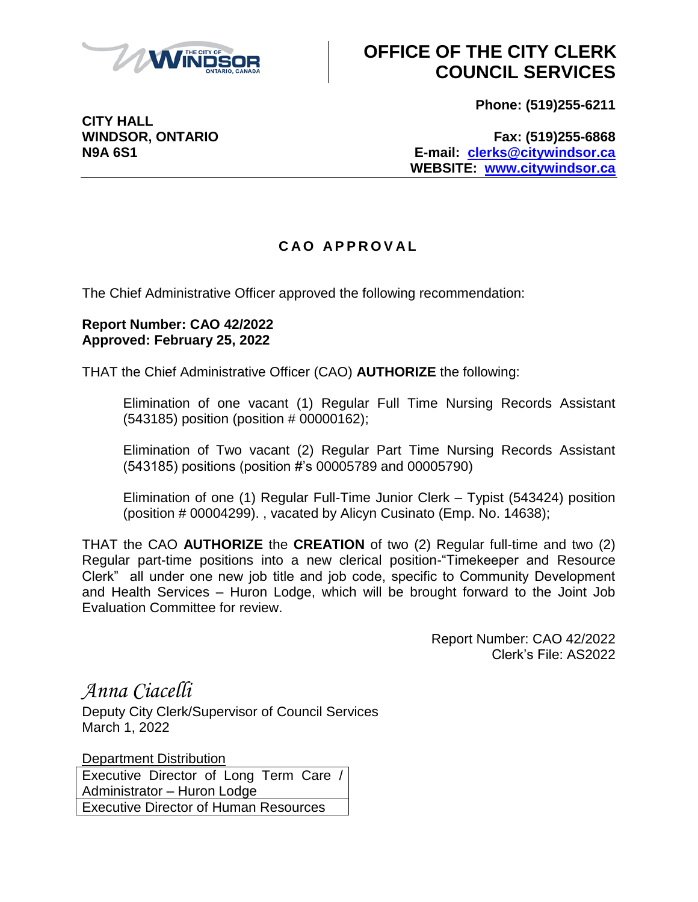# OFFICE OF THE CITY CLERK COUNCIL SERVICES

**CITY HALL**
**WINDSOR, ONTARIO**
**N9A 6S1**

**Phone: (519)255-6211**

**Fax: (519)255-6868**
**E-mail: clerks@citywindsor.ca**
**WEBSITE: www.citywindsor.ca**

## C A O A P P R O V A L

The Chief Administrative Officer approved the following recommendation:

**Report Number: CAO 42/2022**
**Approved: February 25, 2022**

THAT the Chief Administrative Officer (CAO) **AUTHORIZE** the following:

> Elimination of one vacant (1) Regular Full Time Nursing Records Assistant (543185) position (position # 00000162);
>
> Elimination of Two vacant (2) Regular Part Time Nursing Records Assistant (543185) positions (position #'s 00005789 and 00005790)
>
> Elimination of one (1) Regular Full-Time Junior Clerk – Typist (543424) position (position # 00004299). , vacated by Alicyn Cusinato (Emp. No. 14638);

THAT the CAO **AUTHORIZE** the **CREATION** of two (2) Regular full-time and two (2) Regular part-time positions into a new clerical position-"Timekeeper and Resource Clerk" all under one new job title and job code, specific to Community Development and Health Services – Huron Lodge, which will be brought forward to the Joint Job Evaluation Committee for review.

Report Number: CAO 42/2022
Clerk's File: AS2022

*Anna Ciacelli*
Deputy City Clerk/Supervisor of Council Services
March 1, 2022

Department Distribution

| |
|---|
| Executive Director of Long Term Care / Administrator – Huron Lodge |
| Executive Director of Human Resources |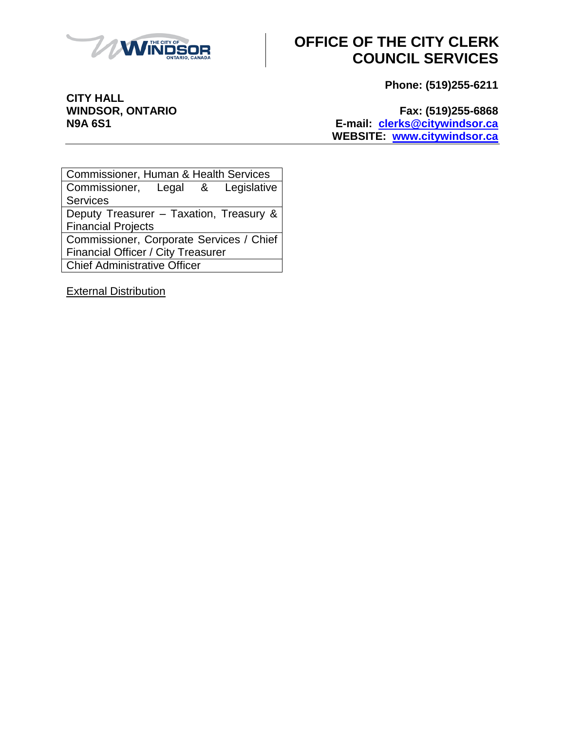# OFFICE OF THE CITY CLERK COUNCIL SERVICES

**CITY HALL**
**WINDSOR, ONTARIO**
**N9A 6S1**

**Phone: (519)255-6211**

**Fax: (519)255-6868**
**E-mail: clerks@citywindsor.ca**
**WEBSITE: www.citywindsor.ca**

| |
|---|
| Commissioner, Human & Health Services |
| Commissioner, Legal & Legislative Services |
| Deputy Treasurer – Taxation, Treasury & Financial Projects |
| Commissioner, Corporate Services / Chief Financial Officer / City Treasurer |
| Chief Administrative Officer |

External Distribution